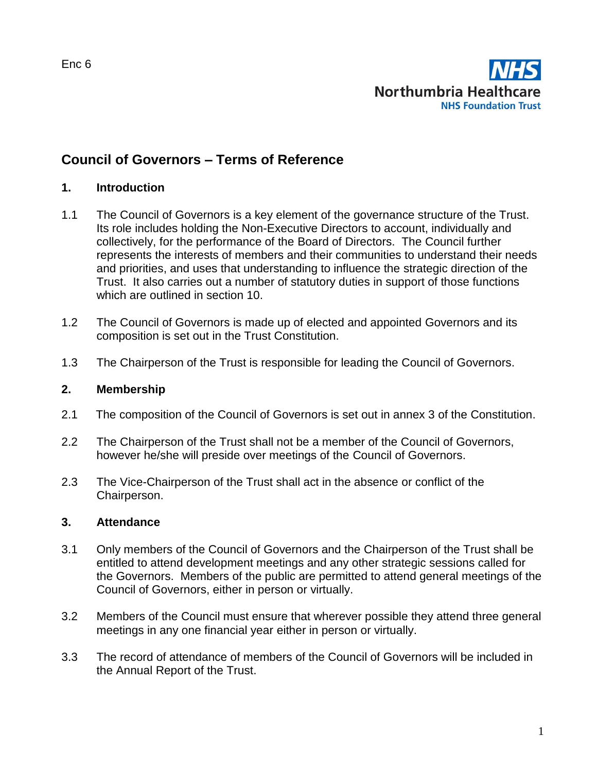Enc 6

NHS
Northumbria Healthcare
NHS Foundation Trust

# Council of Governors – Terms of Reference

## 1. Introduction

1.1 The Council of Governors is a key element of the governance structure of the Trust. Its role includes holding the Non-Executive Directors to account, individually and collectively, for the performance of the Board of Directors. The Council further represents the interests of members and their communities to understand their needs and priorities, and uses that understanding to influence the strategic direction of the Trust. It also carries out a number of statutory duties in support of those functions which are outlined in section 10.

1.2 The Council of Governors is made up of elected and appointed Governors and its composition is set out in the Trust Constitution.

1.3 The Chairperson of the Trust is responsible for leading the Council of Governors.

## 2. Membership

2.1 The composition of the Council of Governors is set out in annex 3 of the Constitution.

2.2 The Chairperson of the Trust shall not be a member of the Council of Governors, however he/she will preside over meetings of the Council of Governors.

2.3 The Vice-Chairperson of the Trust shall act in the absence or conflict of the Chairperson.

## 3. Attendance

3.1 Only members of the Council of Governors and the Chairperson of the Trust shall be entitled to attend development meetings and any other strategic sessions called for the Governors. Members of the public are permitted to attend general meetings of the Council of Governors, either in person or virtually.

3.2 Members of the Council must ensure that wherever possible they attend three general meetings in any one financial year either in person or virtually.

3.3 The record of attendance of members of the Council of Governors will be included in the Annual Report of the Trust.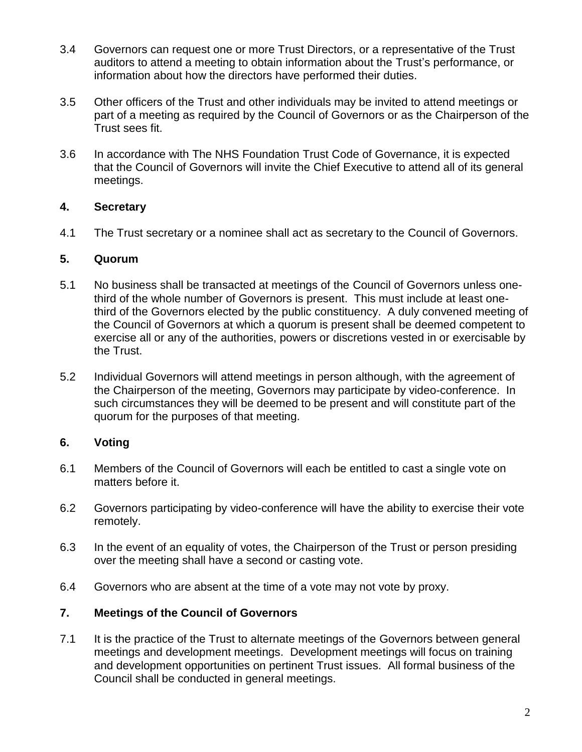3.4 Governors can request one or more Trust Directors, or a representative of the Trust auditors to attend a meeting to obtain information about the Trust's performance, or information about how the directors have performed their duties.

3.5 Other officers of the Trust and other individuals may be invited to attend meetings or part of a meeting as required by the Council of Governors or as the Chairperson of the Trust sees fit.

3.6 In accordance with The NHS Foundation Trust Code of Governance, it is expected that the Council of Governors will invite the Chief Executive to attend all of its general meetings.

## 4. Secretary

4.1 The Trust secretary or a nominee shall act as secretary to the Council of Governors.

## 5. Quorum

5.1 No business shall be transacted at meetings of the Council of Governors unless one-third of the whole number of Governors is present. This must include at least one-third of the Governors elected by the public constituency. A duly convened meeting of the Council of Governors at which a quorum is present shall be deemed competent to exercise all or any of the authorities, powers or discretions vested in or exercisable by the Trust.

5.2 Individual Governors will attend meetings in person although, with the agreement of the Chairperson of the meeting, Governors may participate by video-conference. In such circumstances they will be deemed to be present and will constitute part of the quorum for the purposes of that meeting.

## 6. Voting

6.1 Members of the Council of Governors will each be entitled to cast a single vote on matters before it.

6.2 Governors participating by video-conference will have the ability to exercise their vote remotely.

6.3 In the event of an equality of votes, the Chairperson of the Trust or person presiding over the meeting shall have a second or casting vote.

6.4 Governors who are absent at the time of a vote may not vote by proxy.

## 7. Meetings of the Council of Governors

7.1 It is the practice of the Trust to alternate meetings of the Governors between general meetings and development meetings. Development meetings will focus on training and development opportunities on pertinent Trust issues. All formal business of the Council shall be conducted in general meetings.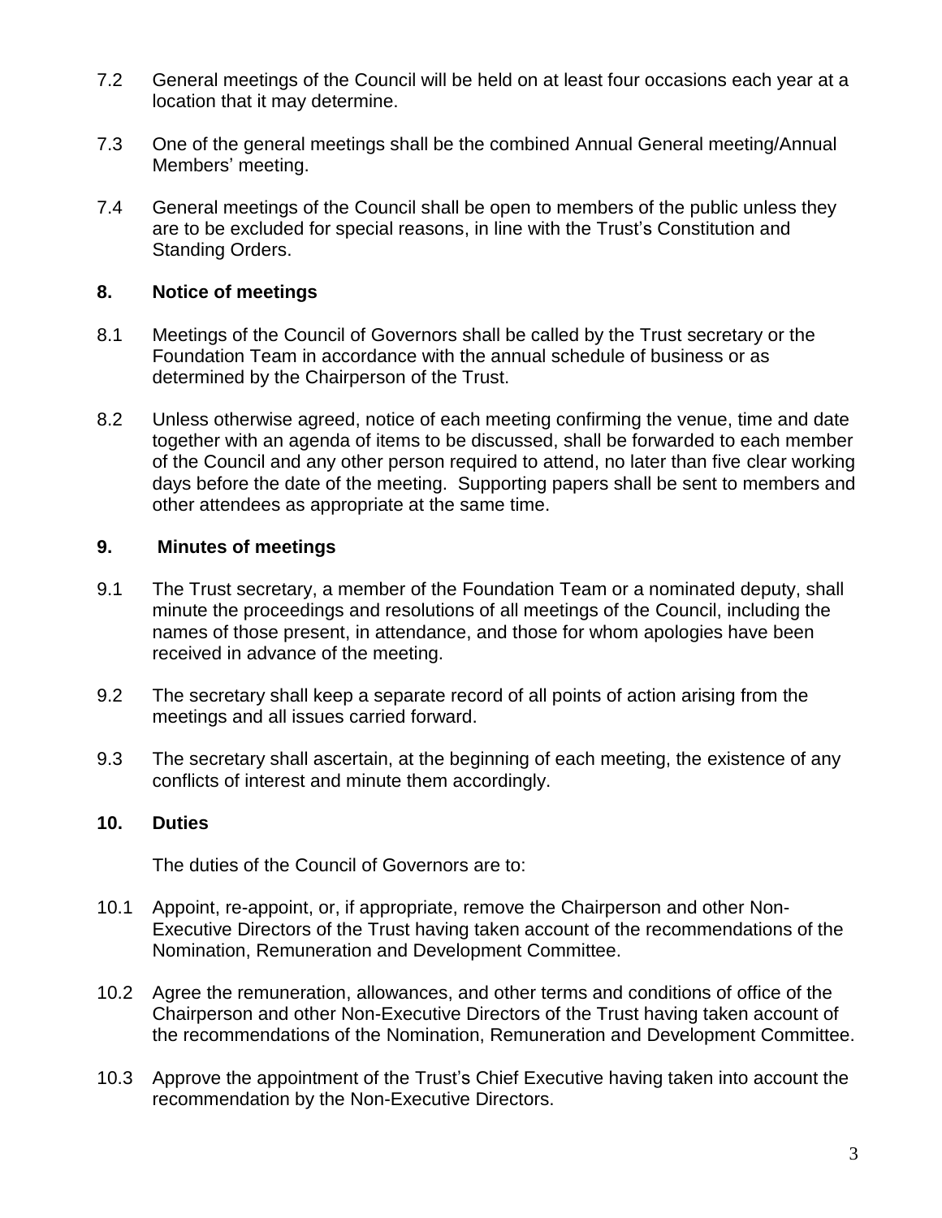7.2 General meetings of the Council will be held on at least four occasions each year at a location that it may determine.

7.3 One of the general meetings shall be the combined Annual General meeting/Annual Members' meeting.

7.4 General meetings of the Council shall be open to members of the public unless they are to be excluded for special reasons, in line with the Trust's Constitution and Standing Orders.

## 8. Notice of meetings

8.1 Meetings of the Council of Governors shall be called by the Trust secretary or the Foundation Team in accordance with the annual schedule of business or as determined by the Chairperson of the Trust.

8.2 Unless otherwise agreed, notice of each meeting confirming the venue, time and date together with an agenda of items to be discussed, shall be forwarded to each member of the Council and any other person required to attend, no later than five clear working days before the date of the meeting. Supporting papers shall be sent to members and other attendees as appropriate at the same time.

## 9. Minutes of meetings

9.1 The Trust secretary, a member of the Foundation Team or a nominated deputy, shall minute the proceedings and resolutions of all meetings of the Council, including the names of those present, in attendance, and those for whom apologies have been received in advance of the meeting.

9.2 The secretary shall keep a separate record of all points of action arising from the meetings and all issues carried forward.

9.3 The secretary shall ascertain, at the beginning of each meeting, the existence of any conflicts of interest and minute them accordingly.

## 10. Duties

The duties of the Council of Governors are to:

10.1 Appoint, re-appoint, or, if appropriate, remove the Chairperson and other Non-Executive Directors of the Trust having taken account of the recommendations of the Nomination, Remuneration and Development Committee.

10.2 Agree the remuneration, allowances, and other terms and conditions of office of the Chairperson and other Non-Executive Directors of the Trust having taken account of the recommendations of the Nomination, Remuneration and Development Committee.

10.3 Approve the appointment of the Trust's Chief Executive having taken into account the recommendation by the Non-Executive Directors.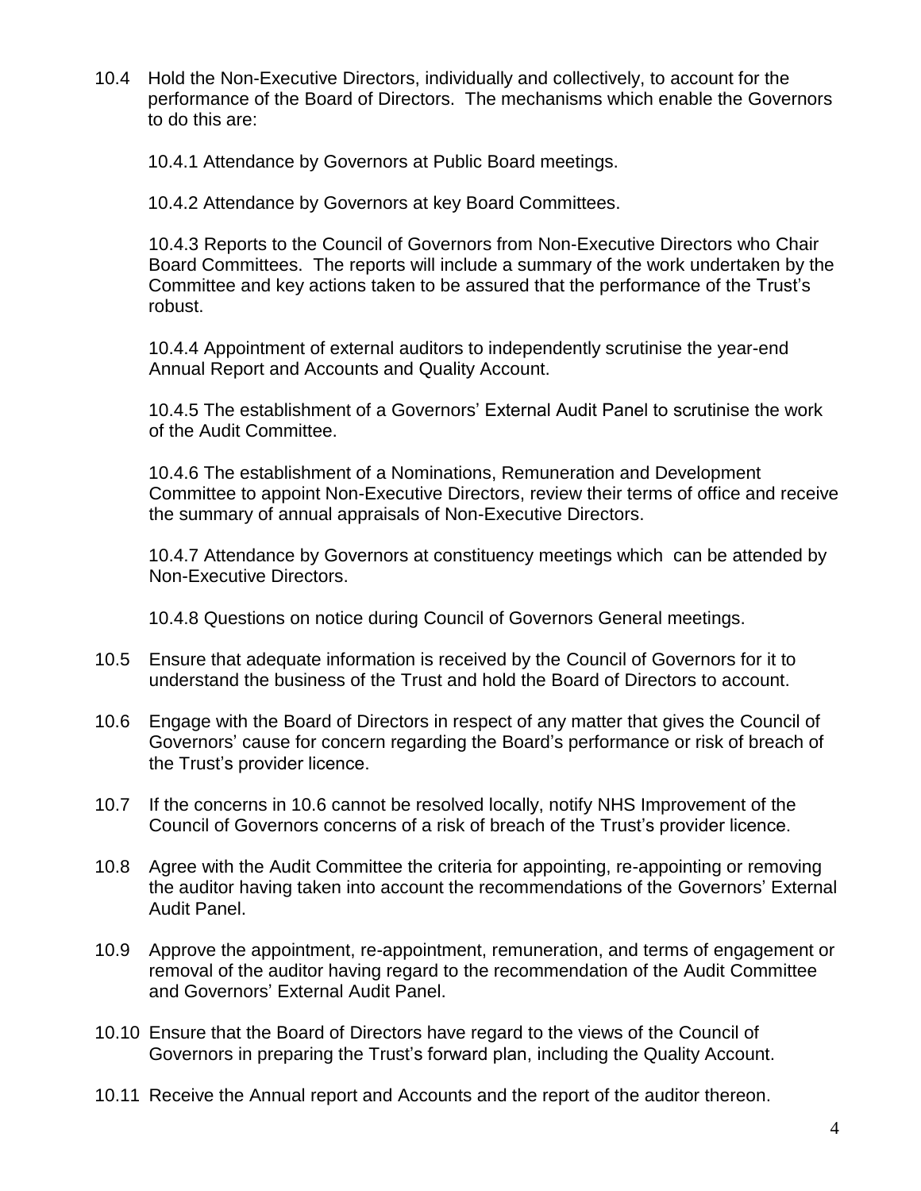10.4 Hold the Non-Executive Directors, individually and collectively, to account for the performance of the Board of Directors. The mechanisms which enable the Governors to do this are:

10.4.1 Attendance by Governors at Public Board meetings.

10.4.2 Attendance by Governors at key Board Committees.

10.4.3 Reports to the Council of Governors from Non-Executive Directors who Chair Board Committees. The reports will include a summary of the work undertaken by the Committee and key actions taken to be assured that the performance of the Trust's robust.

10.4.4 Appointment of external auditors to independently scrutinise the year-end Annual Report and Accounts and Quality Account.

10.4.5 The establishment of a Governors' External Audit Panel to scrutinise the work of the Audit Committee.

10.4.6 The establishment of a Nominations, Remuneration and Development Committee to appoint Non-Executive Directors, review their terms of office and receive the summary of annual appraisals of Non-Executive Directors.

10.4.7 Attendance by Governors at constituency meetings which can be attended by Non-Executive Directors.

10.4.8 Questions on notice during Council of Governors General meetings.

10.5 Ensure that adequate information is received by the Council of Governors for it to understand the business of the Trust and hold the Board of Directors to account.

10.6 Engage with the Board of Directors in respect of any matter that gives the Council of Governors' cause for concern regarding the Board's performance or risk of breach of the Trust's provider licence.

10.7 If the concerns in 10.6 cannot be resolved locally, notify NHS Improvement of the Council of Governors concerns of a risk of breach of the Trust's provider licence.

10.8 Agree with the Audit Committee the criteria for appointing, re-appointing or removing the auditor having taken into account the recommendations of the Governors' External Audit Panel.

10.9 Approve the appointment, re-appointment, remuneration, and terms of engagement or removal of the auditor having regard to the recommendation of the Audit Committee and Governors' External Audit Panel.

10.10 Ensure that the Board of Directors have regard to the views of the Council of Governors in preparing the Trust's forward plan, including the Quality Account.

10.11 Receive the Annual report and Accounts and the report of the auditor thereon.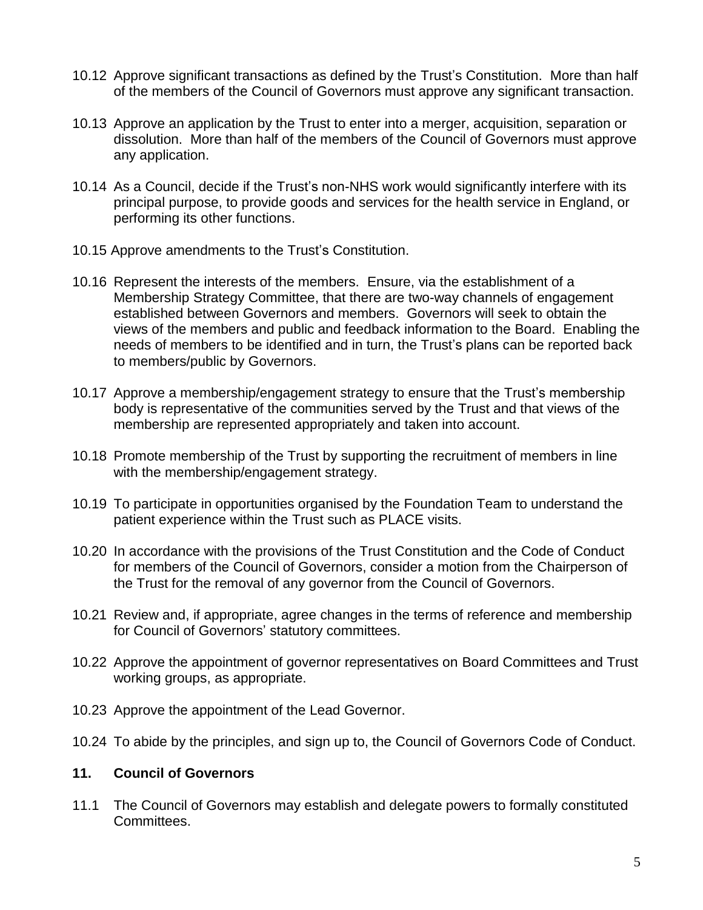10.12 Approve significant transactions as defined by the Trust's Constitution. More than half of the members of the Council of Governors must approve any significant transaction.

10.13 Approve an application by the Trust to enter into a merger, acquisition, separation or dissolution. More than half of the members of the Council of Governors must approve any application.

10.14 As a Council, decide if the Trust's non-NHS work would significantly interfere with its principal purpose, to provide goods and services for the health service in England, or performing its other functions.

10.15 Approve amendments to the Trust's Constitution.

10.16 Represent the interests of the members. Ensure, via the establishment of a Membership Strategy Committee, that there are two-way channels of engagement established between Governors and members. Governors will seek to obtain the views of the members and public and feedback information to the Board. Enabling the needs of members to be identified and in turn, the Trust's plans can be reported back to members/public by Governors.

10.17 Approve a membership/engagement strategy to ensure that the Trust's membership body is representative of the communities served by the Trust and that views of the membership are represented appropriately and taken into account.

10.18 Promote membership of the Trust by supporting the recruitment of members in line with the membership/engagement strategy.

10.19 To participate in opportunities organised by the Foundation Team to understand the patient experience within the Trust such as PLACE visits.

10.20 In accordance with the provisions of the Trust Constitution and the Code of Conduct for members of the Council of Governors, consider a motion from the Chairperson of the Trust for the removal of any governor from the Council of Governors.

10.21 Review and, if appropriate, agree changes in the terms of reference and membership for Council of Governors' statutory committees.

10.22 Approve the appointment of governor representatives on Board Committees and Trust working groups, as appropriate.

10.23 Approve the appointment of the Lead Governor.

10.24 To abide by the principles, and sign up to, the Council of Governors Code of Conduct.

## 11. Council of Governors

11.1 The Council of Governors may establish and delegate powers to formally constituted Committees.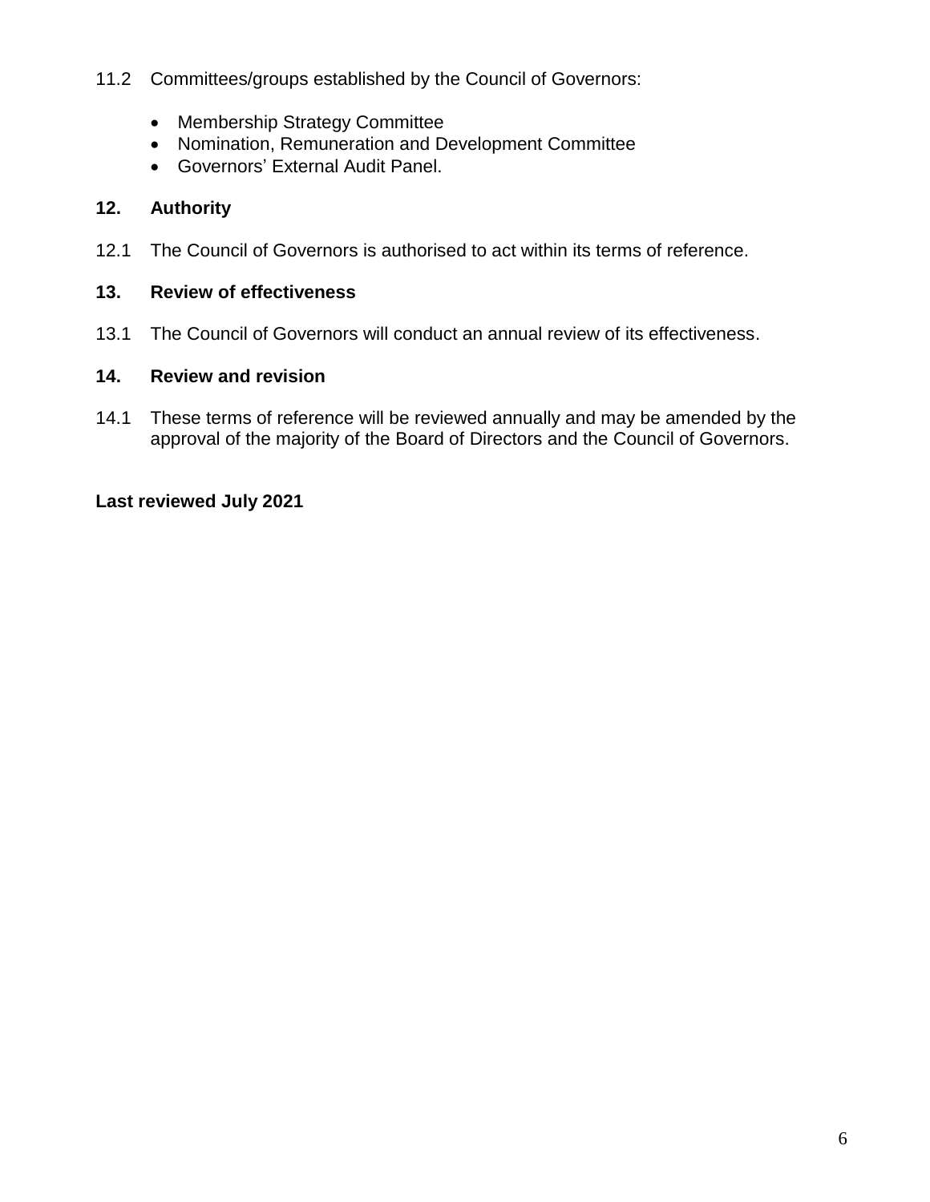11.2 Committees/groups established by the Council of Governors:

- Membership Strategy Committee
- Nomination, Remuneration and Development Committee
- Governors' External Audit Panel.

## 12. Authority

12.1 The Council of Governors is authorised to act within its terms of reference.

## 13. Review of effectiveness

13.1 The Council of Governors will conduct an annual review of its effectiveness.

## 14. Review and revision

14.1 These terms of reference will be reviewed annually and may be amended by the approval of the majority of the Board of Directors and the Council of Governors.

**Last reviewed July 2021**